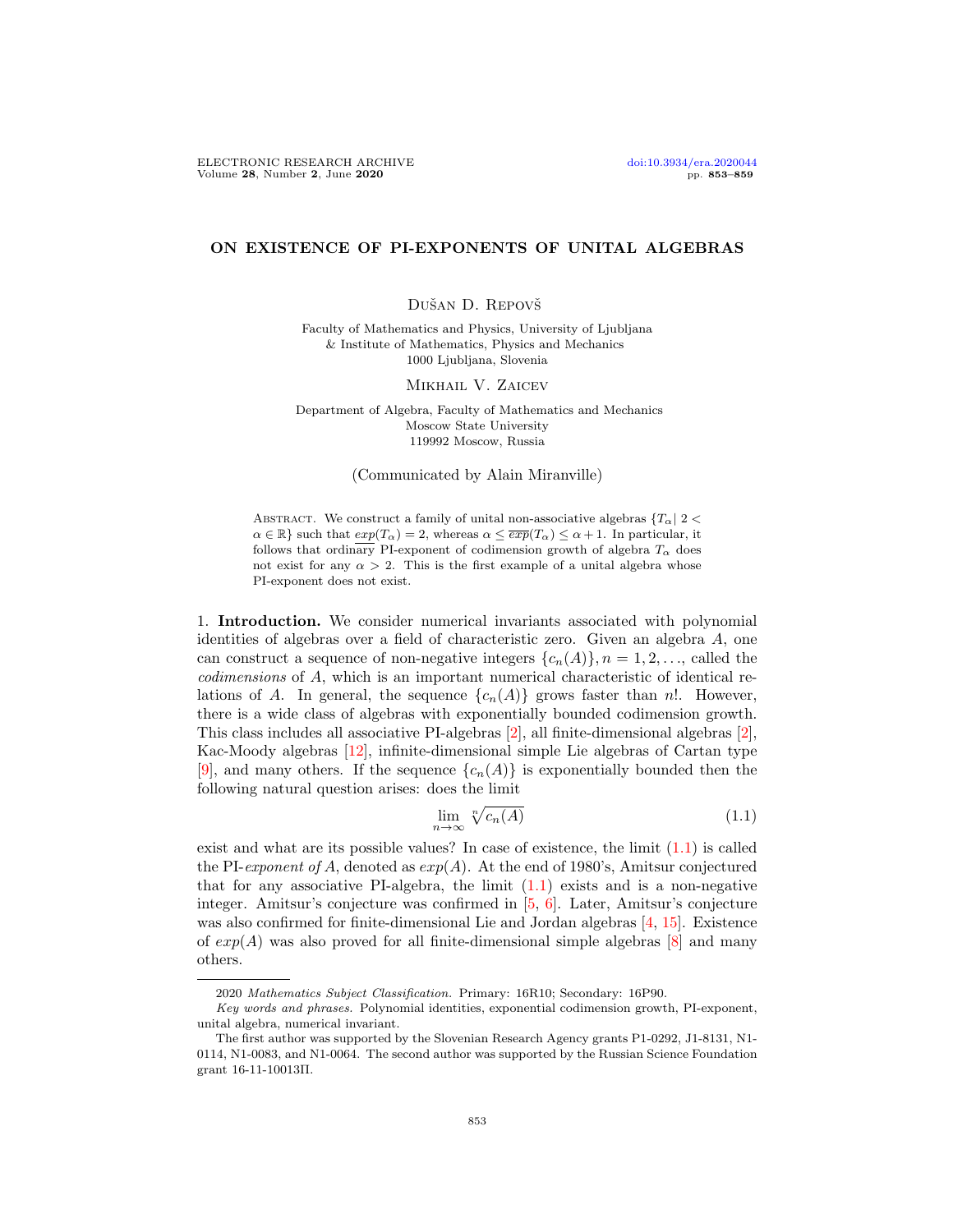# ON EXISTENCE OF PI-EXPONENTS OF UNITAL ALGEBRAS

Dušan D. Repovš

Faculty of Mathematics and Physics, University of Ljubljana
& Institute of Mathematics, Physics and Mechanics
1000 Ljubljana, Slovenia

Mikhail V. Zaicev

Department of Algebra, Faculty of Mathematics and Mechanics
Moscow State University
119992 Moscow, Russia

(Communicated by Alain Miranville)

Abstract. We construct a family of unital non-associative algebras $\{T_\alpha | \, 2 < \alpha \in \mathbb{R}\}$ such that $\underline{exp}(T_\alpha) = 2$, whereas $\alpha \leq \overline{exp}(T_\alpha) \leq \alpha + 1$. In particular, it follows that ordinary PI-exponent of codimension growth of algebra $T_\alpha$ does not exist for any $\alpha > 2$. This is the first example of a unital algebra whose PI-exponent does not exist.

1. **Introduction.** We consider numerical invariants associated with polynomial identities of algebras over a field of characteristic zero. Given an algebra $A$, one can construct a sequence of non-negative integers $\{c_n(A)\}, n = 1, 2, \ldots$, called the *codimensions* of $A$, which is an important numerical characteristic of identical relations of $A$. In general, the sequence $\{c_n(A)\}$ grows faster than $n!$. However, there is a wide class of algebras with exponentially bounded codimension growth. This class includes all associative PI-algebras [2], all finite-dimensional algebras [2], Kac-Moody algebras [12], infinite-dimensional simple Lie algebras of Cartan type [9], and many others. If the sequence $\{c_n(A)\}$ is exponentially bounded then the following natural question arises: does the limit

$$\lim_{n\to\infty} \sqrt[n]{c_n(A)} \tag{1.1}$$

exist and what are its possible values? In case of existence, the limit (1.1) is called the PI-*exponent of* $A$, denoted as $exp(A)$. At the end of 1980's, Amitsur conjectured that for any associative PI-algebra, the limit (1.1) exists and is a non-negative integer. Amitsur's conjecture was confirmed in [5, 6]. Later, Amitsur's conjecture was also confirmed for finite-dimensional Lie and Jordan algebras [4, 15]. Existence of $exp(A)$ was also proved for all finite-dimensional simple algebras [8] and many others.

2020 *Mathematics Subject Classification.* Primary: 16R10; Secondary: 16P90.

*Key words and phrases.* Polynomial identities, exponential codimension growth, PI-exponent, unital algebra, numerical invariant.

The first author was supported by the Slovenian Research Agency grants P1-0292, J1-8131, N1-0114, N1-0083, and N1-0064. The second author was supported by the Russian Science Foundation grant 16-11-10013П.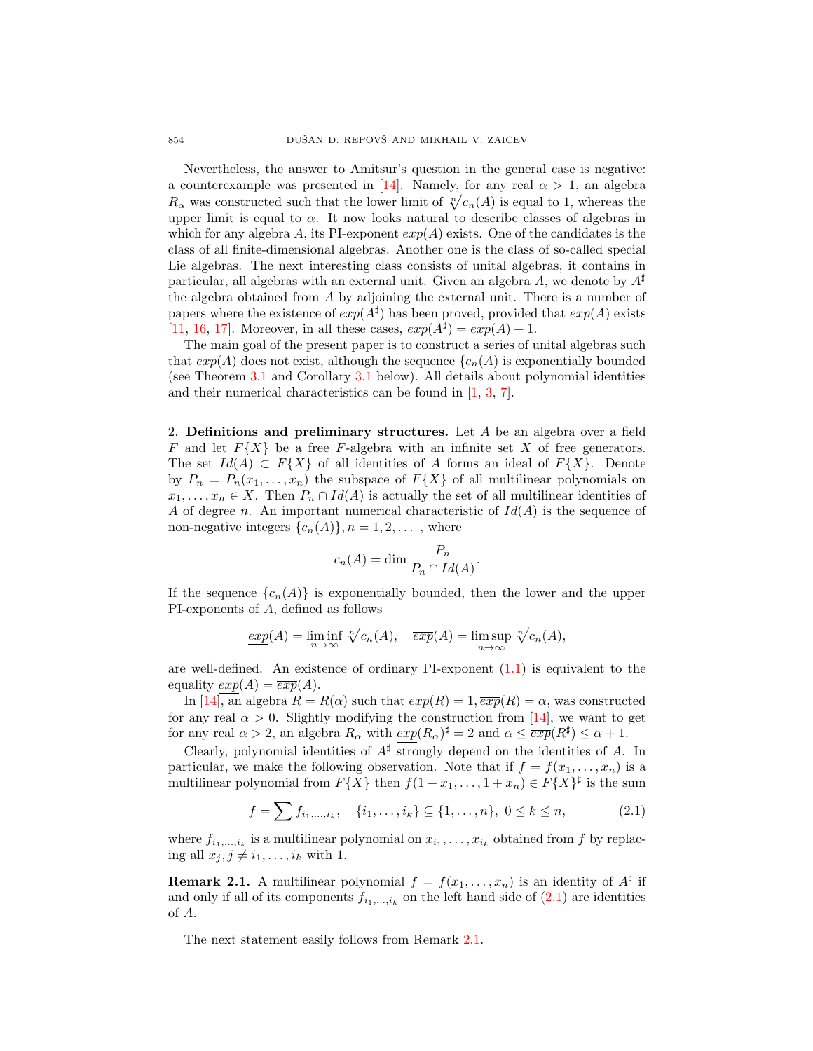Nevertheless, the answer to Amitsur's question in the general case is negative: a counterexample was presented in [14]. Namely, for any real $\alpha > 1$, an algebra $R_\alpha$ was constructed such that the lower limit of $\sqrt[n]{c_n(A)}$ is equal to 1, whereas the upper limit is equal to $\alpha$. It now looks natural to describe classes of algebras in which for any algebra $A$, its PI-exponent $exp(A)$ exists. One of the candidates is the class of all finite-dimensional algebras. Another one is the class of so-called special Lie algebras. The next interesting class consists of unital algebras, it contains in particular, all algebras with an external unit. Given an algebra $A$, we denote by $A^\sharp$ the algebra obtained from $A$ by adjoining the external unit. There is a number of papers where the existence of $exp(A^\sharp)$ has been proved, provided that $exp(A)$ exists [11, 16, 17]. Moreover, in all these cases, $exp(A^\sharp) = exp(A) + 1$.

The main goal of the present paper is to construct a series of unital algebras such that $exp(A)$ does not exist, although the sequence $\{c_n(A)$ is exponentially bounded (see Theorem 3.1 and Corollary 3.1 below). All details about polynomial identities and their numerical characteristics can be found in [1, 3, 7].

## 2. Definitions and preliminary structures.

Let $A$ be an algebra over a field $F$ and let $F\{X\}$ be a free $F$-algebra with an infinite set $X$ of free generators. The set $Id(A) \subset F\{X\}$ of all identities of $A$ forms an ideal of $F\{X\}$. Denote by $P_n = P_n(x_1, \ldots, x_n)$ the subspace of $F\{X\}$ of all multilinear polynomials on $x_1, \ldots, x_n \in X$. Then $P_n \cap Id(A)$ is actually the set of all multilinear identities of $A$ of degree $n$. An important numerical characteristic of $Id(A)$ is the sequence of non-negative integers $\{c_n(A)\}, n = 1, 2, \ldots$ , where

$$c_n(A) = \dim \frac{P_n}{P_n \cap Id(A)}.$$

If the sequence $\{c_n(A)\}$ is exponentially bounded, then the lower and the upper PI-exponents of $A$, defined as follows

$$\underline{exp}(A) = \liminf_{n\to\infty} \sqrt[n]{c_n(A)}, \quad \overline{exp}(A) = \limsup_{n\to\infty} \sqrt[n]{c_n(A)},$$

are well-defined. An existence of ordinary PI-exponent (1.1) is equivalent to the equality $\underline{exp}(A) = \overline{exp}(A)$.

In [14], an algebra $R = R(\alpha)$ such that $\underline{exp}(R) = 1, \overline{exp}(R) = \alpha$, was constructed for any real $\alpha > 0$. Slightly modifying the construction from [14], we want to get for any real $\alpha > 2$, an algebra $R_\alpha$ with $\underline{exp}(R_\alpha)^\sharp = 2$ and $\alpha \le \overline{exp}(R^\sharp) \le \alpha + 1$.

Clearly, polynomial identities of $A^\sharp$ strongly depend on the identities of $A$. In particular, we make the following observation. Note that if $f = f(x_1, \ldots, x_n)$ is a multilinear polynomial from $F\{X\}$ then $f(1 + x_1, \ldots, 1 + x_n) \in F\{X\}^\sharp$ is the sum

$$f = \sum f_{i_1,\ldots,i_k}, \quad \{i_1, \ldots, i_k\} \subseteq \{1, \ldots, n\},\ 0 \le k \le n, \tag{2.1}$$

where $f_{i_1,\ldots,i_k}$ is a multilinear polynomial on $x_{i_1}, \ldots, x_{i_k}$ obtained from $f$ by replacing all $x_j, j \ne i_1, \ldots, i_k$ with 1.

**Remark 2.1.** A multilinear polynomial $f = f(x_1, \ldots, x_n)$ is an identity of $A^\sharp$ if and only if all of its components $f_{i_1,\ldots,i_k}$ on the left hand side of (2.1) are identities of $A$.

The next statement easily follows from Remark 2.1.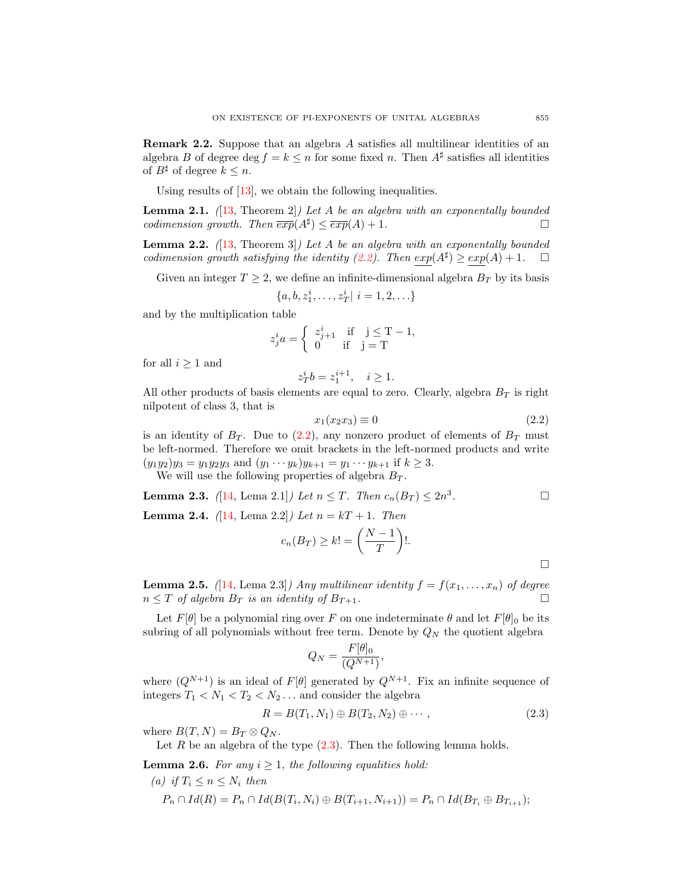**Remark 2.2.** Suppose that an algebra $A$ satisfies all multilinear identities of an algebra $B$ of degree $\deg f = k \le n$ for some fixed $n$. Then $A^\sharp$ satisfies all identities of $B^\sharp$ of degree $k \le n$.

Using results of [13], we obtain the following inequalities.

**Lemma 2.1.** *([13, Theorem 2]) Let $A$ be an algebra with an exponentally bounded codimension growth. Then $\overline{exp}(A^\sharp) \le \overline{exp}(A) + 1$.* □

**Lemma 2.2.** *([13, Theorem 3]) Let $A$ be an algebra with an exponentally bounded codimension growth satisfying the identity (2.2). Then $\underline{exp}(A^\sharp) \ge \underline{exp}(A) + 1$.* □

Given an integer $T \ge 2$, we define an infinite-dimensional algebra $B_T$ by its basis

$$\{a, b, z_1^i, \ldots, z_T^i |\ i = 1, 2, \ldots\}$$

and by the multiplication table

$$z_j^i a = \begin{cases} z_{j+1}^i & \text{if} \quad \mathrm{j} \le \mathrm{T} - 1, \\ 0 & \text{if} \quad \mathrm{j} = \mathrm{T} \end{cases}$$

for all $i \ge 1$ and

$$z_T^i b = z_1^{i+1}, \quad i \ge 1.$$

All other products of basis elements are equal to zero. Clearly, algebra $B_T$ is right nilpotent of class 3, that is

$$x_1(x_2 x_3) \equiv 0 \tag{2.2}$$

is an identity of $B_T$. Due to (2.2), any nonzero product of elements of $B_T$ must be left-normed. Therefore we omit brackets in the left-normed products and write $(y_1 y_2) y_3 = y_1 y_2 y_3$ and $(y_1 \cdots y_k) y_{k+1} = y_1 \cdots y_{k+1}$ if $k \ge 3$.

We will use the following properties of algebra $B_T$.

**Lemma 2.3.** *([14, Lema 2.1]) Let $n \le T$. Then $c_n(B_T) \le 2n^3$.* □

**Lemma 2.4.** *([14, Lema 2.2]) Let $n = kT + 1$. Then*

$$c_n(B_T) \ge k! = \left(\frac{N-1}{T}\right)!.$$

□

**Lemma 2.5.** *([14, Lema 2.3]) Any multilinear identity $f = f(x_1, \ldots, x_n)$ of degree $n \le T$ of algebra $B_T$ is an identity of $B_{T+1}$.* □

Let $F[\theta]$ be a polynomial ring over $F$ on one indeterminate $\theta$ and let $F[\theta]_0$ be its subring of all polynomials without free term. Denote by $Q_N$ the quotient algebra

$$Q_N = \frac{F[\theta]_0}{(Q^{N+1})},$$

where $(Q^{N+1})$ is an ideal of $F[\theta]$ generated by $Q^{N+1}$. Fix an infinite sequence of integers $T_1 < N_1 < T_2 < N_2 \ldots$ and consider the algebra

$$R = B(T_1, N_1) \oplus B(T_2, N_2) \oplus \cdots, \tag{2.3}$$

where $B(T, N) = B_T \otimes Q_N$.

Let $R$ be an algebra of the type (2.3). Then the following lemma holds.

**Lemma 2.6.** *For any $i \ge 1$, the following equalities hold:*

*(a) if $T_i \le n \le N_i$ then*

$$P_n \cap Id(R) = P_n \cap Id(B(T_i, N_i) \oplus B(T_{i+1}, N_{i+1})) = P_n \cap Id(B_{T_i} \oplus B_{T_{i+1}});$$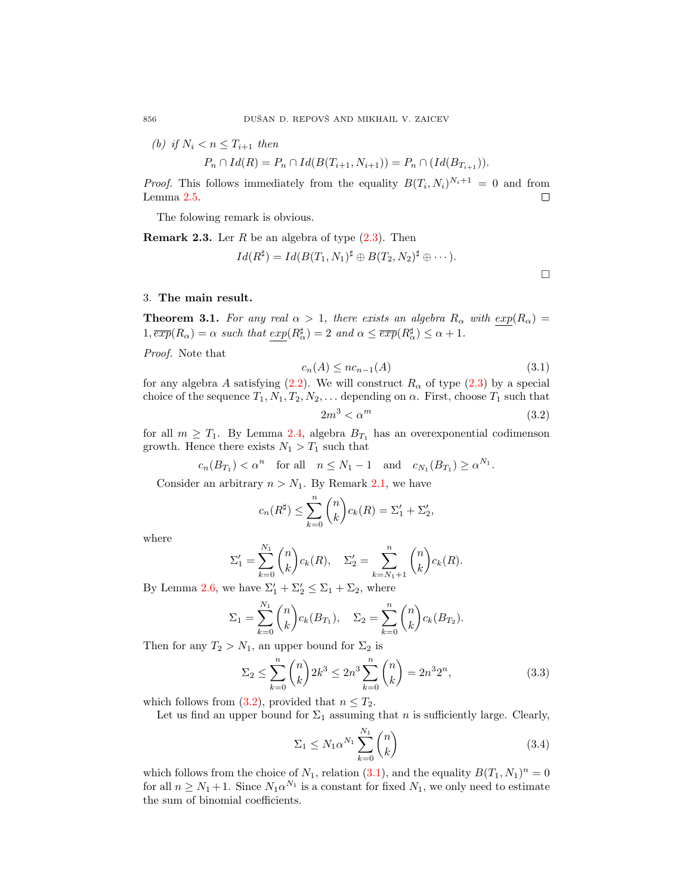*(b) if $N_i < n \le T_{i+1}$ then*

$$P_n \cap Id(R) = P_n \cap Id(B(T_{i+1}, N_{i+1})) = P_n \cap (Id(B_{T_{i+1}})).$$

*Proof.* This follows immediately from the equality $B(T_i, N_i)^{N_i+1} = 0$ and from Lemma 2.5. □

The folowing remark is obvious.

**Remark 2.3.** Ler $R$ be an algebra of type (2.3). Then

$$Id(R^\sharp) = Id(B(T_1, N_1)^\sharp \oplus B(T_2, N_2)^\sharp \oplus \cdots).$$

□

## 3. **The main result.**

**Theorem 3.1.** *For any real $\alpha > 1$, there exists an algebra $R_\alpha$ with $\underline{exp}(R_\alpha) = 1, \overline{exp}(R_\alpha) = \alpha$ such that $\underline{exp}(R_\alpha^\sharp) = 2$ and $\alpha \le \overline{exp}(R_\alpha^\sharp) \le \alpha + 1$.*

*Proof.* Note that

$$c_n(A) \le n c_{n-1}(A) \tag{3.1}$$

for any algebra $A$ satisfying (2.2). We will construct $R_\alpha$ of type (2.3) by a special choice of the sequence $T_1, N_1, T_2, N_2, \ldots$ depending on $\alpha$. First, choose $T_1$ such that

$$2m^3 < \alpha^m \tag{3.2}$$

for all $m \ge T_1$. By Lemma 2.4, algebra $B_{T_1}$ has an overexponential codimenson growth. Hence there exists $N_1 > T_1$ such that

$$c_n(B_{T_1}) < \alpha^n \quad \text{for all} \quad n \le N_1 - 1 \quad \text{and} \quad c_{N_1}(B_{T_1}) \ge \alpha^{N_1}.$$

Consider an arbitrary $n > N_1$. By Remark 2.1, we have

$$c_n(R^\sharp) \le \sum_{k=0}^{n} \binom{n}{k} c_k(R) = \Sigma_1' + \Sigma_2',$$

where

$$\Sigma_1' = \sum_{k=0}^{N_1} \binom{n}{k} c_k(R), \quad \Sigma_2' = \sum_{k=N_1+1}^{n} \binom{n}{k} c_k(R).$$

By Lemma 2.6, we have $\Sigma_1' + \Sigma_2' \le \Sigma_1 + \Sigma_2$, where

$$\Sigma_1 = \sum_{k=0}^{N_1} \binom{n}{k} c_k(B_{T_1}), \quad \Sigma_2 = \sum_{k=0}^{n} \binom{n}{k} c_k(B_{T_2}).$$

Then for any $T_2 > N_1$, an upper bound for $\Sigma_2$ is

$$\Sigma_2 \le \sum_{k=0}^{n} \binom{n}{k} 2k^3 \le 2n^3 \sum_{k=0}^{n} \binom{n}{k} = 2n^3 2^n, \tag{3.3}$$

which follows from (3.2), provided that $n \le T_2$.

Let us find an upper bound for $\Sigma_1$ assuming that $n$ is sufficiently large. Clearly,

$$\Sigma_1 \le N_1 \alpha^{N_1} \sum_{k=0}^{N_1} \binom{n}{k} \tag{3.4}$$

which follows from the choice of $N_1$, relation (3.1), and the equality $B(T_1, N_1)^n = 0$ for all $n \ge N_1 + 1$. Since $N_1 \alpha^{N_1}$ is a constant for fixed $N_1$, we only need to estimate the sum of binomial coefficients.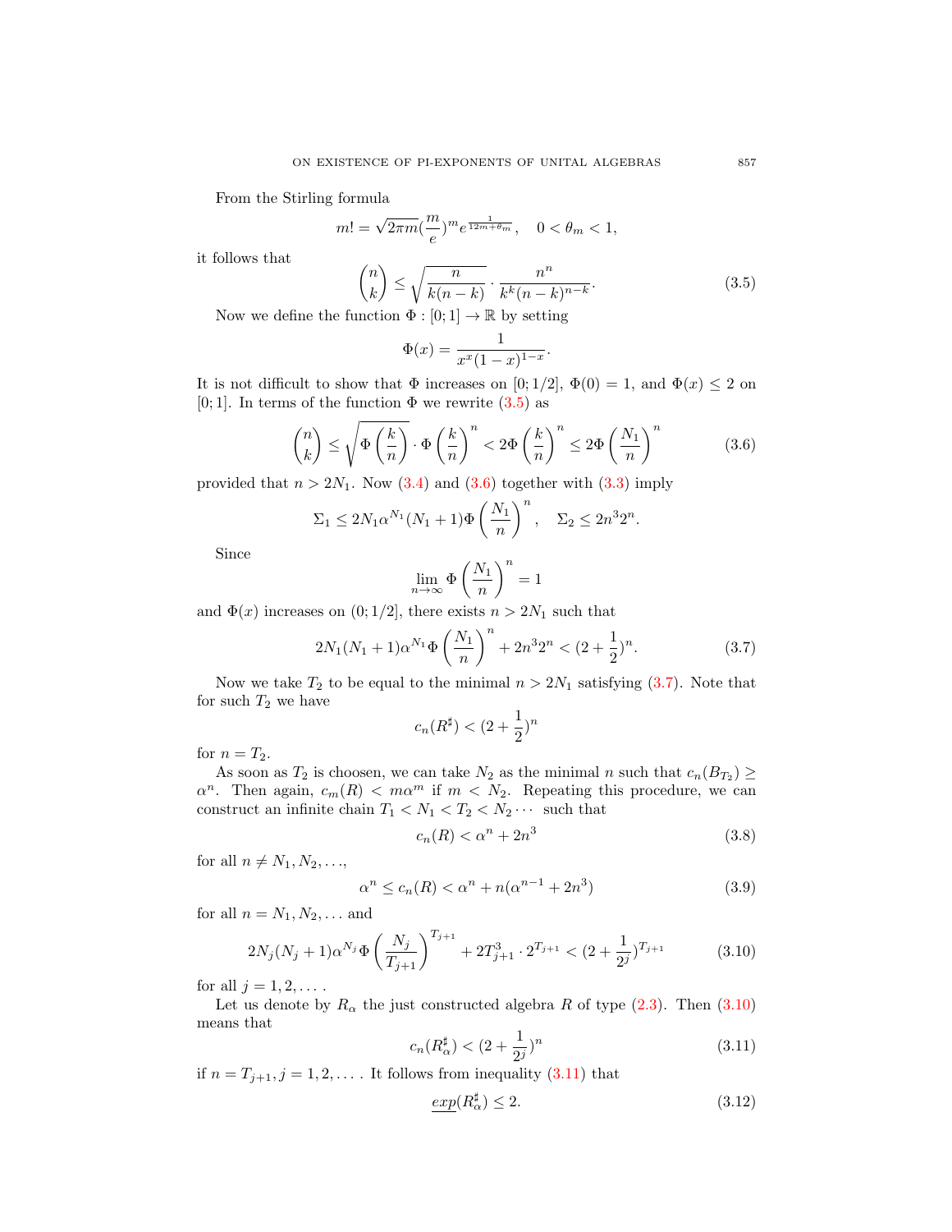From the Stirling formula

$$m! = \sqrt{2\pi m}(\frac{m}{e})^m e^{\frac{1}{12m+\theta_m}}, \quad 0 < \theta_m < 1,$$

it follows that

$$\binom{n}{k} \leq \sqrt{\frac{n}{k(n-k)}} \cdot \frac{n^n}{k^k(n-k)^{n-k}}. \tag{3.5}$$

Now we define the function $\Phi : [0;1] \to \mathbb{R}$ by setting

$$\Phi(x) = \frac{1}{x^x(1-x)^{1-x}}.$$

It is not difficult to show that $\Phi$ increases on $[0;1/2]$, $\Phi(0) = 1$, and $\Phi(x) \leq 2$ on $[0;1]$. In terms of the function $\Phi$ we rewrite (3.5) as

$$\binom{n}{k} \leq \sqrt{\Phi\left(\frac{k}{n}\right)} \cdot \Phi\left(\frac{k}{n}\right)^n < 2\Phi\left(\frac{k}{n}\right)^n \leq 2\Phi\left(\frac{N_1}{n}\right)^n \tag{3.6}$$

provided that $n > 2N_1$. Now (3.4) and (3.6) together with (3.3) imply

$$\Sigma_1 \leq 2N_1\alpha^{N_1}(N_1+1)\Phi\left(\frac{N_1}{n}\right)^n, \quad \Sigma_2 \leq 2n^3 2^n.$$

Since

$$\lim_{n\to\infty} \Phi\left(\frac{N_1}{n}\right)^n = 1$$

and $\Phi(x)$ increases on $(0;1/2]$, there exists $n > 2N_1$ such that

$$2N_1(N_1+1)\alpha^{N_1}\Phi\left(\frac{N_1}{n}\right)^n + 2n^3 2^n < (2+\frac{1}{2})^n. \tag{3.7}$$

Now we take $T_2$ to be equal to the minimal $n > 2N_1$ satisfying (3.7). Note that for such $T_2$ we have

$$c_n(R^\sharp) < (2+\frac{1}{2})^n$$

for $n = T_2$.

As soon as $T_2$ is choosen, we can take $N_2$ as the minimal $n$ such that $c_n(B_{T_2}) \geq \alpha^n$. Then again, $c_m(R) < m\alpha^m$ if $m < N_2$. Repeating this procedure, we can construct an infinite chain $T_1 < N_1 < T_2 < N_2 \cdots$ such that

$$c_n(R) < \alpha^n + 2n^3 \tag{3.8}$$

for all $n \neq N_1, N_2, \ldots$,

$$\alpha^n \leq c_n(R) < \alpha^n + n(\alpha^{n-1} + 2n^3) \tag{3.9}$$

for all $n = N_1, N_2, \ldots$ and

$$2N_j(N_j+1)\alpha^{N_j}\Phi\left(\frac{N_j}{T_{j+1}}\right)^{T_{j+1}} + 2T_{j+1}^3 \cdot 2^{T_{j+1}} < (2+\frac{1}{2^j})^{T_{j+1}} \tag{3.10}$$

for all $j = 1, 2, \ldots$.

Let us denote by $R_\alpha$ the just constructed algebra $R$ of type (2.3). Then (3.10) means that

$$c_n(R_\alpha^\sharp) < (2+\frac{1}{2^j})^n \tag{3.11}$$

if $n = T_{j+1}, j = 1, 2, \ldots$. It follows from inequality (3.11) that

$$\underline{exp}(R_\alpha^\sharp) \leq 2. \tag{3.12}$$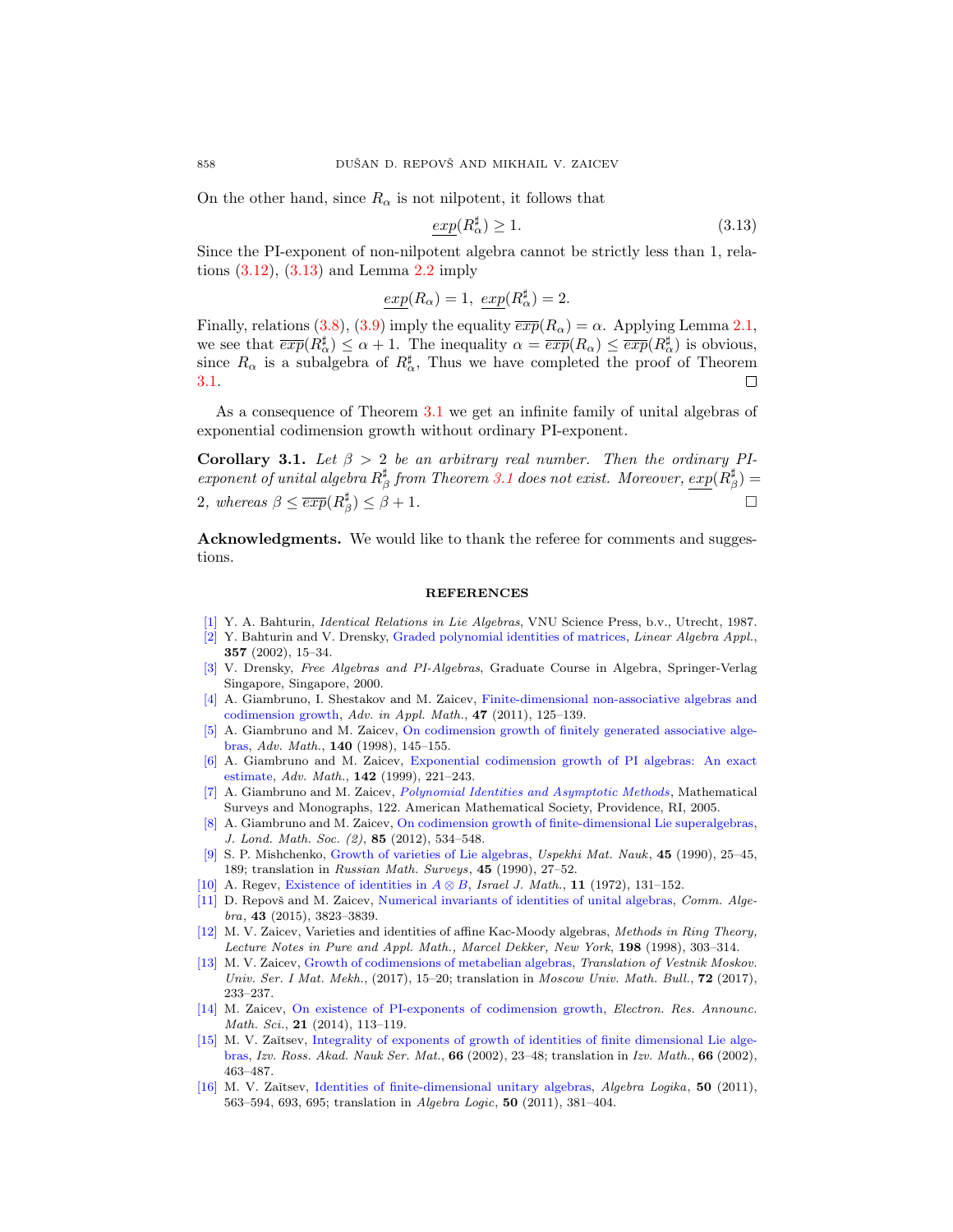On the other hand, since $R_\alpha$ is not nilpotent, it follows that

$$\underline{exp}(R_\alpha^\sharp) \geq 1. \tag{3.13}$$

Since the PI-exponent of non-nilpotent algebra cannot be strictly less than 1, relations (3.12), (3.13) and Lemma 2.2 imply

$$\underline{exp}(R_\alpha) = 1,\ \underline{exp}(R_\alpha^\sharp) = 2.$$

Finally, relations (3.8), (3.9) imply the equality $\overline{exp}(R_\alpha) = \alpha$. Applying Lemma 2.1, we see that $\overline{exp}(R_\alpha^\sharp) \leq \alpha + 1$. The inequality $\alpha = \overline{exp}(R_\alpha) \leq \overline{exp}(R_\alpha^\sharp)$ is obvious, since $R_\alpha$ is a subalgebra of $R_\alpha^\sharp$. Thus we have completed the proof of Theorem 3.1. □

As a consequence of Theorem 3.1 we get an infinite family of unital algebras of exponential codimension growth without ordinary PI-exponent.

**Corollary 3.1.** *Let $\beta > 2$ be an arbitrary real number. Then the ordinary PI-exponent of unital algebra $R_\beta^\sharp$ from Theorem 3.1 does not exist. Moreover, $\underline{exp}(R_\beta^\sharp) = 2$, whereas $\beta \leq \overline{exp}(R_\beta^\sharp) \leq \beta + 1$.* □

**Acknowledgments.** We would like to thank the referee for comments and suggestions.

## REFERENCES

[1] Y. A. Bahturin, *Identical Relations in Lie Algebras*, VNU Science Press, b.v., Utrecht, 1987.

[2] Y. Bahturin and V. Drensky, Graded polynomial identities of matrices, *Linear Algebra Appl.*, **357** (2002), 15–34.

[3] V. Drensky, *Free Algebras and PI-Algebras*, Graduate Course in Algebra, Springer-Verlag Singapore, Singapore, 2000.

[4] A. Giambruno, I. Shestakov and M. Zaicev, Finite-dimensional non-associative algebras and codimension growth, *Adv. in Appl. Math.*, **47** (2011), 125–139.

[5] A. Giambruno and M. Zaicev, On codimension growth of finitely generated associative algebras, *Adv. Math.*, **140** (1998), 145–155.

[6] A. Giambruno and M. Zaicev, Exponential codimension growth of PI algebras: An exact estimate, *Adv. Math.*, **142** (1999), 221–243.

[7] A. Giambruno and M. Zaicev, *Polynomial Identities and Asymptotic Methods*, Mathematical Surveys and Monographs, 122. American Mathematical Society, Providence, RI, 2005.

[8] A. Giambruno and M. Zaicev, On codimension growth of finite-dimensional Lie superalgebras, *J. Lond. Math. Soc. (2)*, **85** (2012), 534–548.

[9] S. P. Mishchenko, Growth of varieties of Lie algebras, *Uspekhi Mat. Nauk*, **45** (1990), 25–45, 189; translation in *Russian Math. Surveys*, **45** (1990), 27–52.

[10] A. Regev, Existence of identities in $A \otimes B$, *Israel J. Math.*, **11** (1972), 131–152.

[11] D. Repovš and M. Zaicev, Numerical invariants of identities of unital algebras, *Comm. Algebra*, **43** (2015), 3823–3839.

[12] M. V. Zaicev, Varieties and identities of affine Kac-Moody algebras, *Methods in Ring Theory, Lecture Notes in Pure and Appl. Math., Marcel Dekker, New York*, **198** (1998), 303–314.

[13] M. V. Zaicev, Growth of codimensions of metabelian algebras, *Translation of Vestnik Moskov. Univ. Ser. I Mat. Mekh.*, (2017), 15–20; translation in *Moscow Univ. Math. Bull.*, **72** (2017), 233–237.

[14] M. Zaicev, On existence of PI-exponents of codimension growth, *Electron. Res. Announc. Math. Sci.*, **21** (2014), 113–119.

[15] M. V. Zaĭtsev, Integrality of exponents of growth of identities of finite dimensional Lie algebras, *Izv. Ross. Akad. Nauk Ser. Mat.*, **66** (2002), 23–48; translation in *Izv. Math.*, **66** (2002), 463–487.

[16] M. V. Zaĭtsev, Identities of finite-dimensional unitary algebras, *Algebra Logika*, **50** (2011), 563–594, 693, 695; translation in *Algebra Logic*, **50** (2011), 381–404.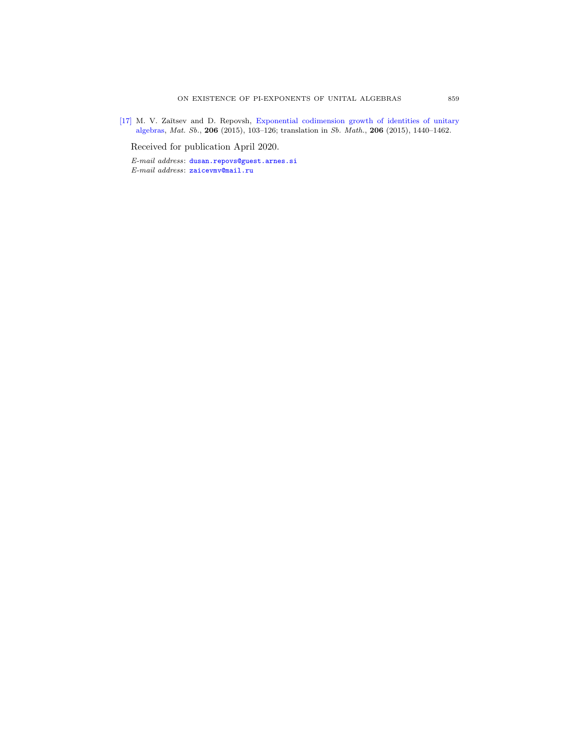[17] M. V. Zaĭtsev and D. Repovsh, Exponential codimension growth of identities of unitary algebras, *Mat. Sb.*, **206** (2015), 103–126; translation in *Sb. Math.*, **206** (2015), 1440–1462.

Received for publication April 2020.

*E-mail address*: dusan.repovs@guest.arnes.si
*E-mail address*: zaicevmv@mail.ru